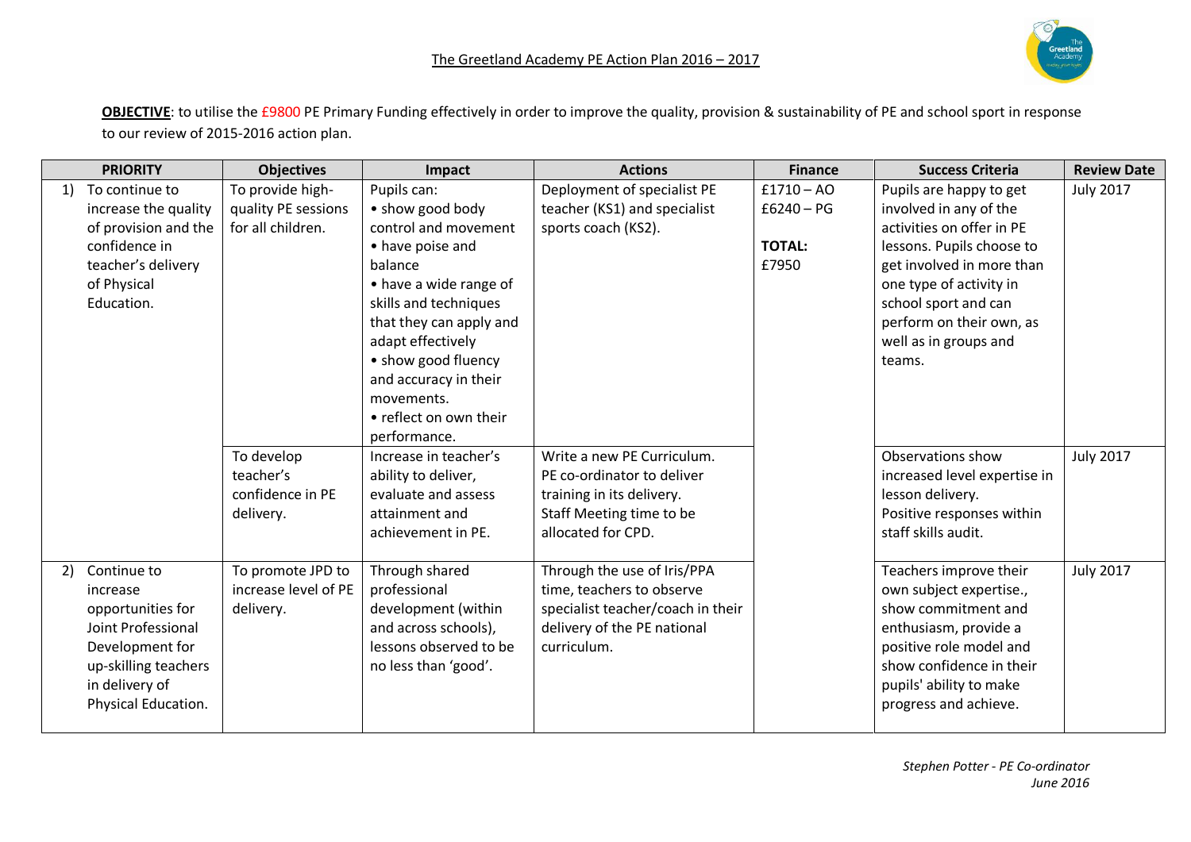# The Greetland Academy PE Action Plan 2016 – 2017

**OBJECTIVE**: to utilise the £9800 PE Primary Funding effectively in order to improve the quality, provision & sustainability of PE and school sport in response to our review of 2015-2016 action plan.

| PRIORITY | Objectives | Impact | Actions | Finance | Success Criteria | Review Date |
|---|---|---|---|---|---|---|
| 1) To continue to increase the quality of provision and the confidence in teacher's delivery of Physical Education. | To provide high-quality PE sessions for all children. | Pupils can:<br>• show good body control and movement<br>• have poise and balance<br>• have a wide range of skills and techniques that they can apply and adapt effectively<br>• show good fluency and accuracy in their movements.<br>• reflect on own their performance. | Deployment of specialist PE teacher (KS1) and specialist sports coach (KS2). | £1710 – AO<br>£6240 – PG<br><br>**TOTAL:**<br>£7950 | Pupils are happy to get involved in any of the activities on offer in PE lessons. Pupils choose to get involved in more than one type of activity in school sport and can perform on their own, as well as in groups and teams. | July 2017 |
| | To develop teacher's confidence in PE delivery. | Increase in teacher's ability to deliver, evaluate and assess attainment and achievement in PE. | Write a new PE Curriculum.<br>PE co-ordinator to deliver training in its delivery.<br>Staff Meeting time to be allocated for CPD. | | Observations show increased level expertise in lesson delivery.<br>Positive responses within staff skills audit. | July 2017 |
| 2) Continue to increase opportunities for Joint Professional Development for up-skilling teachers in delivery of Physical Education. | To promote JPD to increase level of PE delivery. | Through shared professional development (within and across schools), lessons observed to be no less than 'good'. | Through the use of Iris/PPA time, teachers to observe specialist teacher/coach in their delivery of the PE national curriculum. | | Teachers improve their own subject expertise., show commitment and enthusiasm, provide a positive role model and show confidence in their pupils' ability to make progress and achieve. | July 2017 |

*Stephen Potter - PE Co-ordinator*
*June 2016*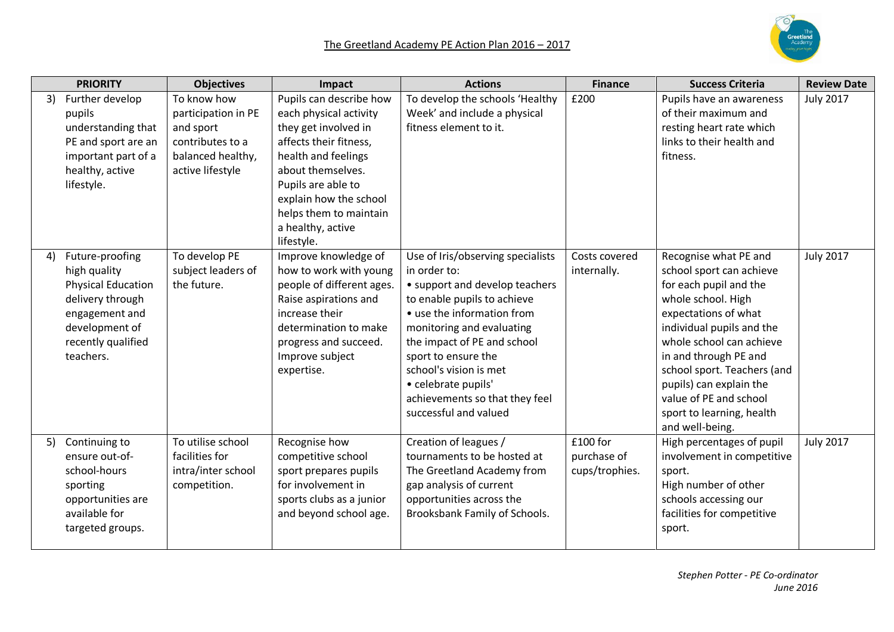The Greetland Academy PE Action Plan 2016 – 2017

| PRIORITY | Objectives | Impact | Actions | Finance | Success Criteria | Review Date |
|---|---|---|---|---|---|---|
| 3) Further develop pupils understanding that PE and sport are an important part of a healthy, active lifestyle. | To know how participation in PE and sport contributes to a balanced healthy, active lifestyle | Pupils can describe how each physical activity they get involved in affects their fitness, health and feelings about themselves. Pupils are able to explain how the school helps them to maintain a healthy, active lifestyle. | To develop the schools 'Healthy Week' and include a physical fitness element to it. | £200 | Pupils have an awareness of their maximum and resting heart rate which links to their health and fitness. | July 2017 |
| 4) Future-proofing high quality Physical Education delivery through engagement and development of recently qualified teachers. | To develop PE subject leaders of the future. | Improve knowledge of how to work with young people of different ages. Raise aspirations and increase their determination to make progress and succeed. Improve subject expertise. | Use of Iris/observing specialists in order to: • support and develop teachers to enable pupils to achieve • use the information from monitoring and evaluating the impact of PE and school sport to ensure the school's vision is met • celebrate pupils' achievements so that they feel successful and valued | Costs covered internally. | Recognise what PE and school sport can achieve for each pupil and the whole school. High expectations of what individual pupils and the whole school can achieve in and through PE and school sport. Teachers (and pupils) can explain the value of PE and school sport to learning, health and well-being. | July 2017 |
| 5) Continuing to ensure out-of-school-hours sporting opportunities are available for targeted groups. | To utilise school facilities for intra/inter school competition. | Recognise how competitive school sport prepares pupils for involvement in sports clubs as a junior and beyond school age. | Creation of leagues / tournaments to be hosted at The Greetland Academy from gap analysis of current opportunities across the Brooksbank Family of Schools. | £100 for purchase of cups/trophies. | High percentages of pupil involvement in competitive sport. High number of other schools accessing our facilities for competitive sport. | July 2017 |

*Stephen Potter - PE Co-ordinator*
*June 2016*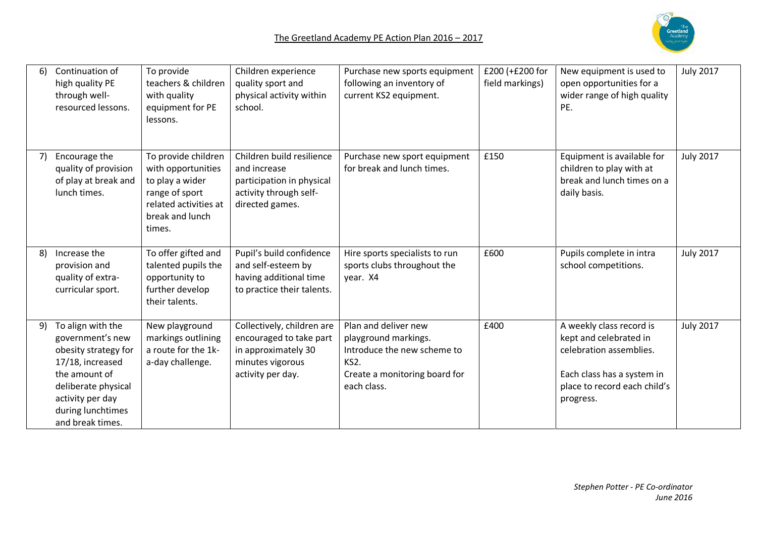# The Greetland Academy PE Action Plan 2016 – 2017

| | | | | | | |
|---|---|---|---|---|---|---|
| 6) Continuation of high quality PE through well-resourced lessons. | To provide teachers & children with quality equipment for PE lessons. | Children experience quality sport and physical activity within school. | Purchase new sports equipment following an inventory of current KS2 equipment. | £200 (+£200 for field markings) | New equipment is used to open opportunities for a wider range of high quality PE. | July 2017 |
| 7) Encourage the quality of provision of play at break and lunch times. | To provide children with opportunities to play a wider range of sport related activities at break and lunch times. | Children build resilience and increase participation in physical activity through self-directed games. | Purchase new sport equipment for break and lunch times. | £150 | Equipment is available for children to play with at break and lunch times on a daily basis. | July 2017 |
| 8) Increase the provision and quality of extra-curricular sport. | To offer gifted and talented pupils the opportunity to further develop their talents. | Pupil's build confidence and self-esteem by having additional time to practice their talents. | Hire sports specialists to run sports clubs throughout the year. X4 | £600 | Pupils complete in intra school competitions. | July 2017 |
| 9) To align with the government's new obesity strategy for 17/18, increased the amount of deliberate physical activity per day during lunchtimes and break times. | New playground markings outlining a route for the 1k-a-day challenge. | Collectively, children are encouraged to take part in approximately 30 minutes vigorous activity per day. | Plan and deliver new playground markings.<br>Introduce the new scheme to KS2.<br>Create a monitoring board for each class. | £400 | A weekly class record is kept and celebrated in celebration assemblies.<br><br>Each class has a system in place to record each child's progress. | July 2017 |

*Stephen Potter - PE Co-ordinator*
*June 2016*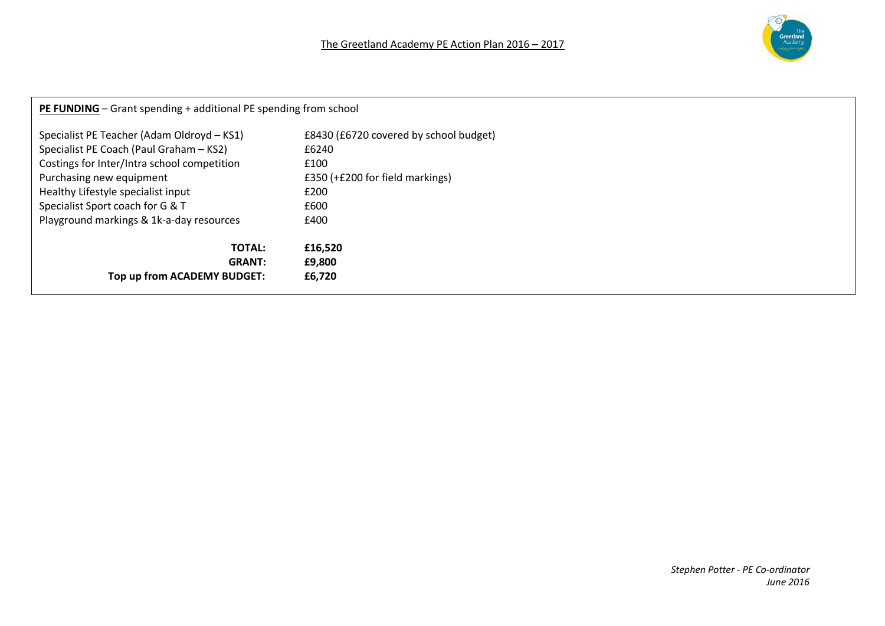**PE FUNDING** – Grant spending + additional PE spending from school

| | |
|---|---|
| Specialist PE Teacher (Adam Oldroyd – KS1) | £8430 (£6720 covered by school budget) |
| Specialist PE Coach (Paul Graham – KS2) | £6240 |
| Costings for Inter/Intra school competition | £100 |
| Purchasing new equipment | £350 (+£200 for field markings) |
| Healthy Lifestyle specialist input | £200 |
| Specialist Sport coach for G & T | £600 |
| Playground markings & 1k-a-day resources | £400 |
| **TOTAL:** | **£16,520** |
| **GRANT:** | **£9,800** |
| **Top up from ACADEMY BUDGET:** | **£6,720** |

*Stephen Potter - PE Co-ordinator*
*June 2016*